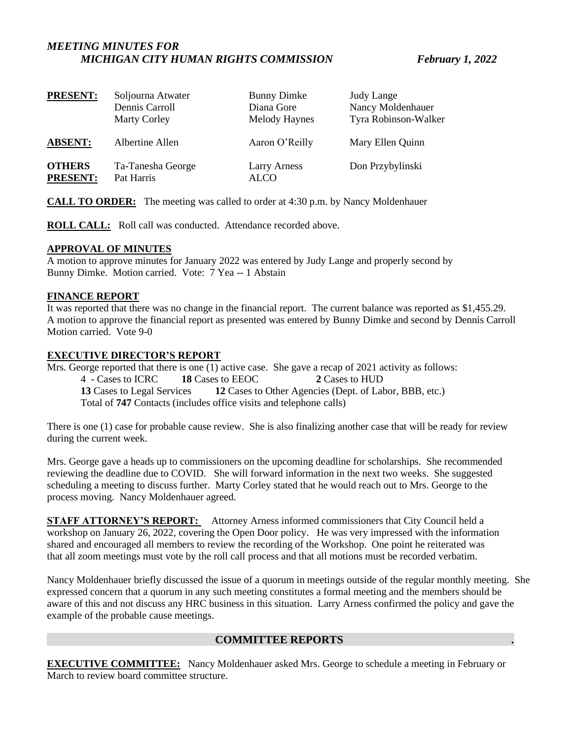# *MEETING MINUTES FOR MICHIGAN CITY HUMAN RIGHTS COMMISSION* — *February 1, 2022*

| | | | |
|---|---|---|---|
| **PRESENT:** | Soljourna Atwater<br>Dennis Carroll<br>Marty Corley | Bunny Dimke<br>Diana Gore<br>Melody Haynes | Judy Lange<br>Nancy Moldenhauer<br>Tyra Robinson-Walker |
| **ABSENT:** | Albertine Allen | Aaron O'Reilly | Mary Ellen Quinn |
| **OTHERS PRESENT:** | Ta-Tanesha George<br>Pat Harris | Larry Arness<br>ALCO | Don Przybylinski |

**CALL TO ORDER:** The meeting was called to order at 4:30 p.m. by Nancy Moldenhauer

**ROLL CALL:** Roll call was conducted. Attendance recorded above.

**APPROVAL OF MINUTES**

A motion to approve minutes for January 2022 was entered by Judy Lange and properly second by Bunny Dimke. Motion carried. Vote: 7 Yea -- 1 Abstain

**FINANCE REPORT**

It was reported that there was no change in the financial report. The current balance was reported as $1,455.29. A motion to approve the financial report as presented was entered by Bunny Dimke and second by Dennis Carroll Motion carried. Vote 9-0

**EXECUTIVE DIRECTOR'S REPORT**

Mrs. George reported that there is one (1) active case. She gave a recap of 2021 activity as follows:

4 - Cases to ICRC **18** Cases to EEOC **2** Cases to HUD
**13** Cases to Legal Services **12** Cases to Other Agencies (Dept. of Labor, BBB, etc.)
Total of **747** Contacts (includes office visits and telephone calls)

There is one (1) case for probable cause review. She is also finalizing another case that will be ready for review during the current week.

Mrs. George gave a heads up to commissioners on the upcoming deadline for scholarships. She recommended reviewing the deadline due to COVID. She will forward information in the next two weeks. She suggested scheduling a meeting to discuss further. Marty Corley stated that he would reach out to Mrs. George to the process moving. Nancy Moldenhauer agreed.

**STAFF ATTORNEY'S REPORT:** Attorney Arness informed commissioners that City Council held a workshop on January 26, 2022, covering the Open Door policy. He was very impressed with the information shared and encouraged all members to review the recording of the Workshop. One point he reiterated was that all zoom meetings must vote by the roll call process and that all motions must be recorded verbatim.

Nancy Moldenhauer briefly discussed the issue of a quorum in meetings outside of the regular monthly meeting. She expressed concern that a quorum in any such meeting constitutes a formal meeting and the members should be aware of this and not discuss any HRC business in this situation. Larry Arness confirmed the policy and gave the example of the probable cause meetings.

## COMMITTEE REPORTS

**EXECUTIVE COMMITTEE:** Nancy Moldenhauer asked Mrs. George to schedule a meeting in February or March to review board committee structure.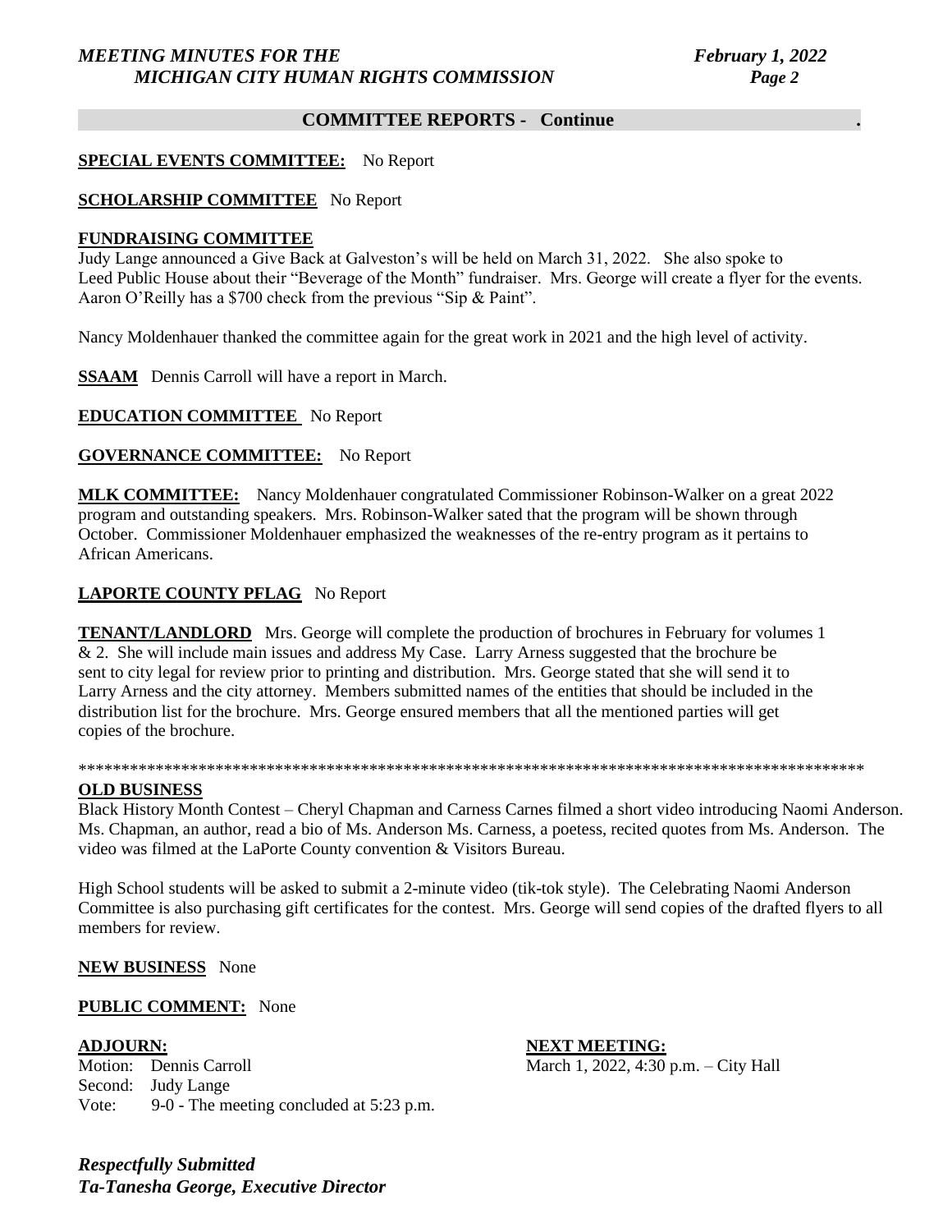## COMMITTEE REPORTS - Continue

**SPECIAL EVENTS COMMITTEE:** No Report

**SCHOLARSHIP COMMITTEE** No Report

**FUNDRAISING COMMITTEE**
Judy Lange announced a Give Back at Galveston's will be held on March 31, 2022. She also spoke to Leed Public House about their "Beverage of the Month" fundraiser. Mrs. George will create a flyer for the events. Aaron O'Reilly has a $700 check from the previous "Sip & Paint".

Nancy Moldenhauer thanked the committee again for the great work in 2021 and the high level of activity.

**SSAAM** Dennis Carroll will have a report in March.

**EDUCATION COMMITTEE** No Report

**GOVERNANCE COMMITTEE:** No Report

**MLK COMMITTEE:** Nancy Moldenhauer congratulated Commissioner Robinson-Walker on a great 2022 program and outstanding speakers. Mrs. Robinson-Walker sated that the program will be shown through October. Commissioner Moldenhauer emphasized the weaknesses of the re-entry program as it pertains to African Americans.

**LAPORTE COUNTY PFLAG** No Report

**TENANT/LANDLORD** Mrs. George will complete the production of brochures in February for volumes 1 & 2. She will include main issues and address My Case. Larry Arness suggested that the brochure be sent to city legal for review prior to printing and distribution. Mrs. George stated that she will send it to Larry Arness and the city attorney. Members submitted names of the entities that should be included in the distribution list for the brochure. Mrs. George ensured members that all the mentioned parties will get copies of the brochure.

\*\*\*\*\*\*\*\*\*\*\*\*\*\*\*\*\*\*\*\*\*\*\*\*\*\*\*\*\*\*\*\*\*\*\*\*\*\*\*\*\*\*\*\*\*\*\*\*\*\*\*\*\*\*\*\*\*\*\*\*\*\*\*\*\*\*\*\*\*\*\*\*\*\*\*\*\*\*\*\*\*\*\*\*\*\*\*\*\*\*\*\*\*\*

**OLD BUSINESS**
Black History Month Contest – Cheryl Chapman and Carness Carnes filmed a short video introducing Naomi Anderson. Ms. Chapman, an author, read a bio of Ms. Anderson Ms. Carness, a poetess, recited quotes from Ms. Anderson. The video was filmed at the LaPorte County convention & Visitors Bureau.

High School students will be asked to submit a 2-minute video (tik-tok style). The Celebrating Naomi Anderson Committee is also purchasing gift certificates for the contest. Mrs. George will send copies of the drafted flyers to all members for review.

**NEW BUSINESS** None

**PUBLIC COMMENT:** None

**ADJOURN:**
Motion: Dennis Carroll
Second: Judy Lange
Vote: 9-0 - The meeting concluded at 5:23 p.m.

**NEXT MEETING:**
March 1, 2022, 4:30 p.m. – City Hall

***Respectfully Submitted***
***Ta-Tanesha George, Executive Director***